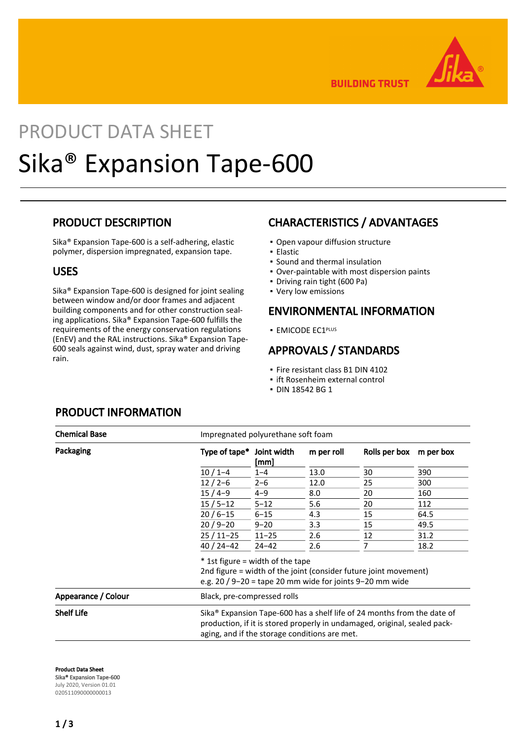PRODUCT DATA SHEET

# Sika® Expansion Tape-600

## PRODUCT DESCRIPTION

Sika® Expansion Tape-600 is a self-adhering, elastic polymer, dispersion impregnated, expansion tape.

## USES

Sika® Expansion Tape-600 is designed for joint sealing between window and/or door frames and adjacent building components and for other construction sealing applications. Sika® Expansion Tape-600 fulfills the requirements of the energy conservation regulations (EnEV) and the RAL instructions. Sika® Expansion Tape-600 seals against wind, dust, spray water and driving rain.

## CHARACTERISTICS / ADVANTAGES

- Open vapour diffusion structure
- Elastic
- Sound and thermal insulation
- Over-paintable with most dispersion paints
- Driving rain tight (600 Pa)
- Very low emissions

## ENVIRONMENTAL INFORMATION

- EMICODE EC1PLUS

## APPROVALS / STANDARDS

- Fire resistant class B1 DIN 4102
- ift Rosenheim external control
- DIN 18542 BG 1

## PRODUCT INFORMATION

**Chemical Base**

Impregnated polyurethane soft foam

**Packaging**

| Type of tape* | Joint width [mm] | m per roll | Rolls per box | m per box |
|---|---|---|---|---|
| 10 / 1–4 | 1–4 | 13.0 | 30 | 390 |
| 12 / 2–6 | 2–6 | 12.0 | 25 | 300 |
| 15 / 4–9 | 4–9 | 8.0 | 20 | 160 |
| 15 / 5–12 | 5–12 | 5.6 | 20 | 112 |
| 20 / 6–15 | 6–15 | 4.3 | 15 | 64.5 |
| 20 / 9–20 | 9–20 | 3.3 | 15 | 49.5 |
| 25 / 11–25 | 11–25 | 2.6 | 12 | 31.2 |
| 40 / 24–42 | 24–42 | 2.6 | 7 | 18.2 |

* 1st figure = width of the tape
2nd figure = width of the joint (consider future joint movement)
e.g. 20 / 9–20 = tape 20 mm wide for joints 9–20 mm wide

**Appearance / Colour**

Black, pre-compressed rolls

**Shelf Life**

Sika® Expansion Tape-600 has a shelf life of 24 months from the date of production, if it is stored properly in undamaged, original, sealed packaging, and if the storage conditions are met.

**Product Data Sheet**
**Sika® Expansion Tape-600**
July 2020, Version 01.01
020511090000000013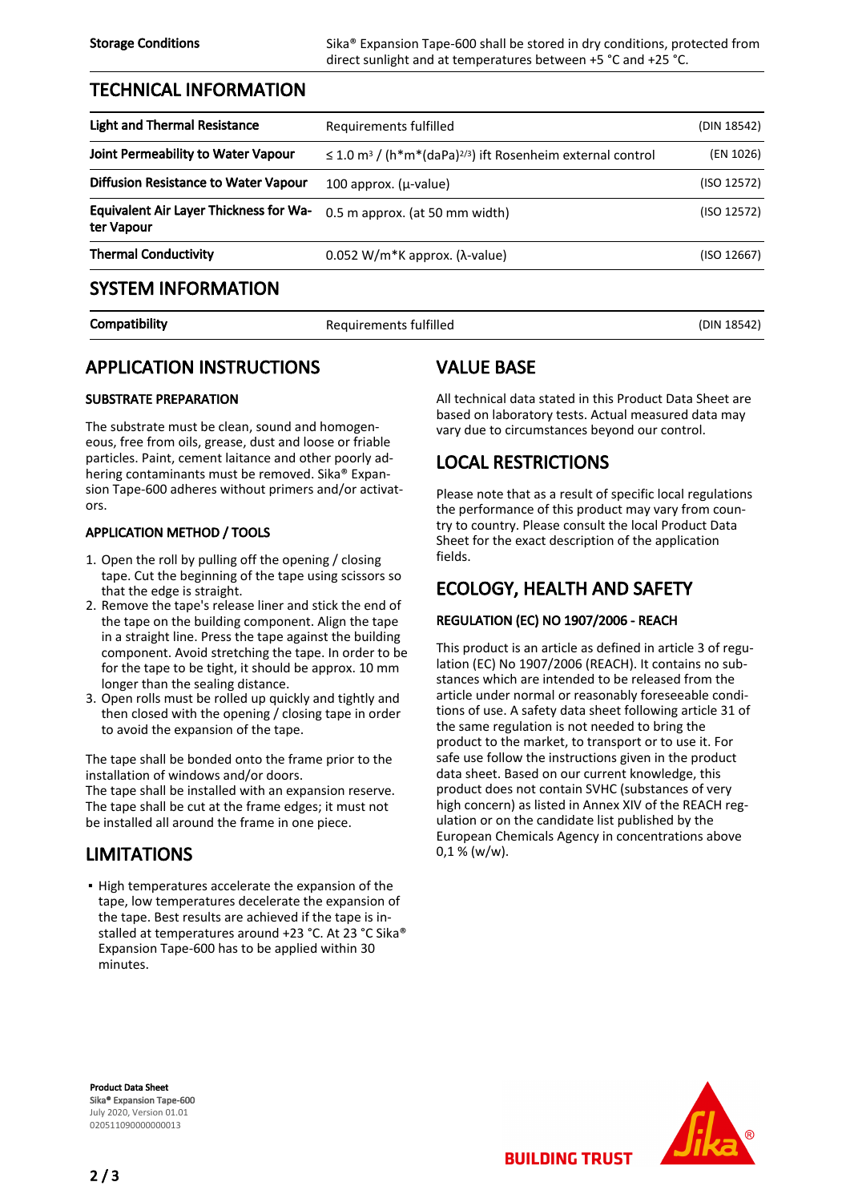| Storage Conditions | Sika® Expansion Tape-600 shall be stored in dry conditions, protected from direct sunlight and at temperatures between +5 °C and +25 °C. |
| --- | --- |

## TECHNICAL INFORMATION

| Light and Thermal Resistance | Requirements fulfilled | (DIN 18542) |
| --- | --- | --- |
| Joint Permeability to Water Vapour | ≤ 1.0 $m^3$ / (h*m*(daPa)$^{2/3}$) ift Rosenheim external control | (EN 1026) |
| Diffusion Resistance to Water Vapour | 100 approx. (μ-value) | (ISO 12572) |
| Equivalent Air Layer Thickness for Water Vapour | 0.5 m approx. (at 50 mm width) | (ISO 12572) |
| Thermal Conductivity | 0.052 W/m*K approx. (λ-value) | (ISO 12667) |

## SYSTEM INFORMATION

| Compatibility | Requirements fulfilled | (DIN 18542) |
| --- | --- | --- |

## APPLICATION INSTRUCTIONS

### SUBSTRATE PREPARATION

The substrate must be clean, sound and homogeneous, free from oils, grease, dust and loose or friable particles. Paint, cement laitance and other poorly adhering contaminants must be removed. Sika® Expansion Tape-600 adheres without primers and/or activators.

### APPLICATION METHOD / TOOLS

1. Open the roll by pulling off the opening / closing tape. Cut the beginning of the tape using scissors so that the edge is straight.
2. Remove the tape's release liner and stick the end of the tape on the building component. Align the tape in a straight line. Press the tape against the building component. Avoid stretching the tape. In order to be for the tape to be tight, it should be approx. 10 mm longer than the sealing distance.
3. Open rolls must be rolled up quickly and tightly and then closed with the opening / closing tape in order to avoid the expansion of the tape.

The tape shall be bonded onto the frame prior to the installation of windows and/or doors.
The tape shall be installed with an expansion reserve.
The tape shall be cut at the frame edges; it must not be installed all around the frame in one piece.

## LIMITATIONS

- High temperatures accelerate the expansion of the tape, low temperatures decelerate the expansion of the tape. Best results are achieved if the tape is installed at temperatures around +23 °C. At 23 °C Sika® Expansion Tape-600 has to be applied within 30 minutes.

## VALUE BASE

All technical data stated in this Product Data Sheet are based on laboratory tests. Actual measured data may vary due to circumstances beyond our control.

## LOCAL RESTRICTIONS

Please note that as a result of specific local regulations the performance of this product may vary from country to country. Please consult the local Product Data Sheet for the exact description of the application fields.

## ECOLOGY, HEALTH AND SAFETY

### REGULATION (EC) NO 1907/2006 - REACH

This product is an article as defined in article 3 of regulation (EC) No 1907/2006 (REACH). It contains no substances which are intended to be released from the article under normal or reasonably foreseeable conditions of use. A safety data sheet following article 31 of the same regulation is not needed to bring the product to the market, to transport or to use it. For safe use follow the instructions given in the product data sheet. Based on our current knowledge, this product does not contain SVHC (substances of very high concern) as listed in Annex XIV of the REACH regulation or on the candidate list published by the European Chemicals Agency in concentrations above 0,1 % (w/w).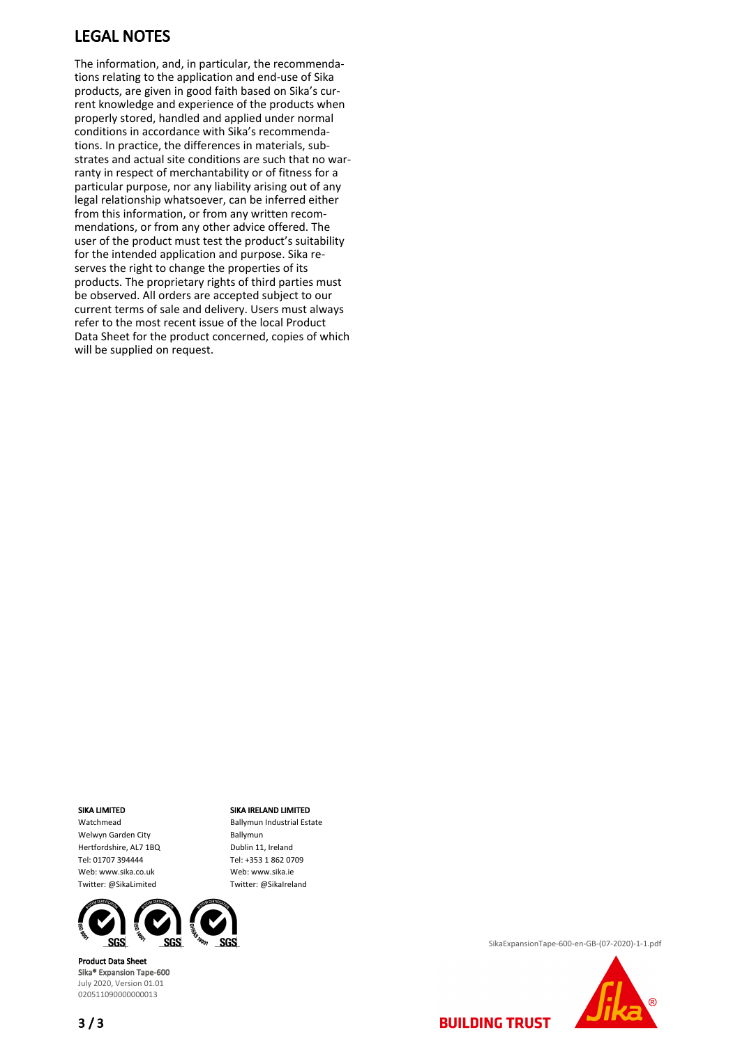## LEGAL NOTES

The information, and, in particular, the recommendations relating to the application and end-use of Sika products, are given in good faith based on Sika's current knowledge and experience of the products when properly stored, handled and applied under normal conditions in accordance with Sika's recommendations. In practice, the differences in materials, substrates and actual site conditions are such that no warranty in respect of merchantability or of fitness for a particular purpose, nor any liability arising out of any legal relationship whatsoever, can be inferred either from this information, or from any written recommendations, or from any other advice offered. The user of the product must test the product's suitability for the intended application and purpose. Sika reserves the right to change the properties of its products. The proprietary rights of third parties must be observed. All orders are accepted subject to our current terms of sale and delivery. Users must always refer to the most recent issue of the local Product Data Sheet for the product concerned, copies of which will be supplied on request.

**SIKA LIMITED**
Watchmead
Welwyn Garden City
Hertfordshire, AL7 1BQ
Tel: 01707 394444
Web: www.sika.co.uk
Twitter: @SikaLimited

**SIKA IRELAND LIMITED**
Ballymun Industrial Estate
Ballymun
Dublin 11, Ireland
Tel: +353 1 862 0709
Web: www.sika.ie
Twitter: @SikaIreland

**Product Data Sheet**
Sika® Expansion Tape-600
July 2020, Version 01.01
020511090000000013

SikaExpansionTape-600-en-GB-(07-2020)-1-1.pdf